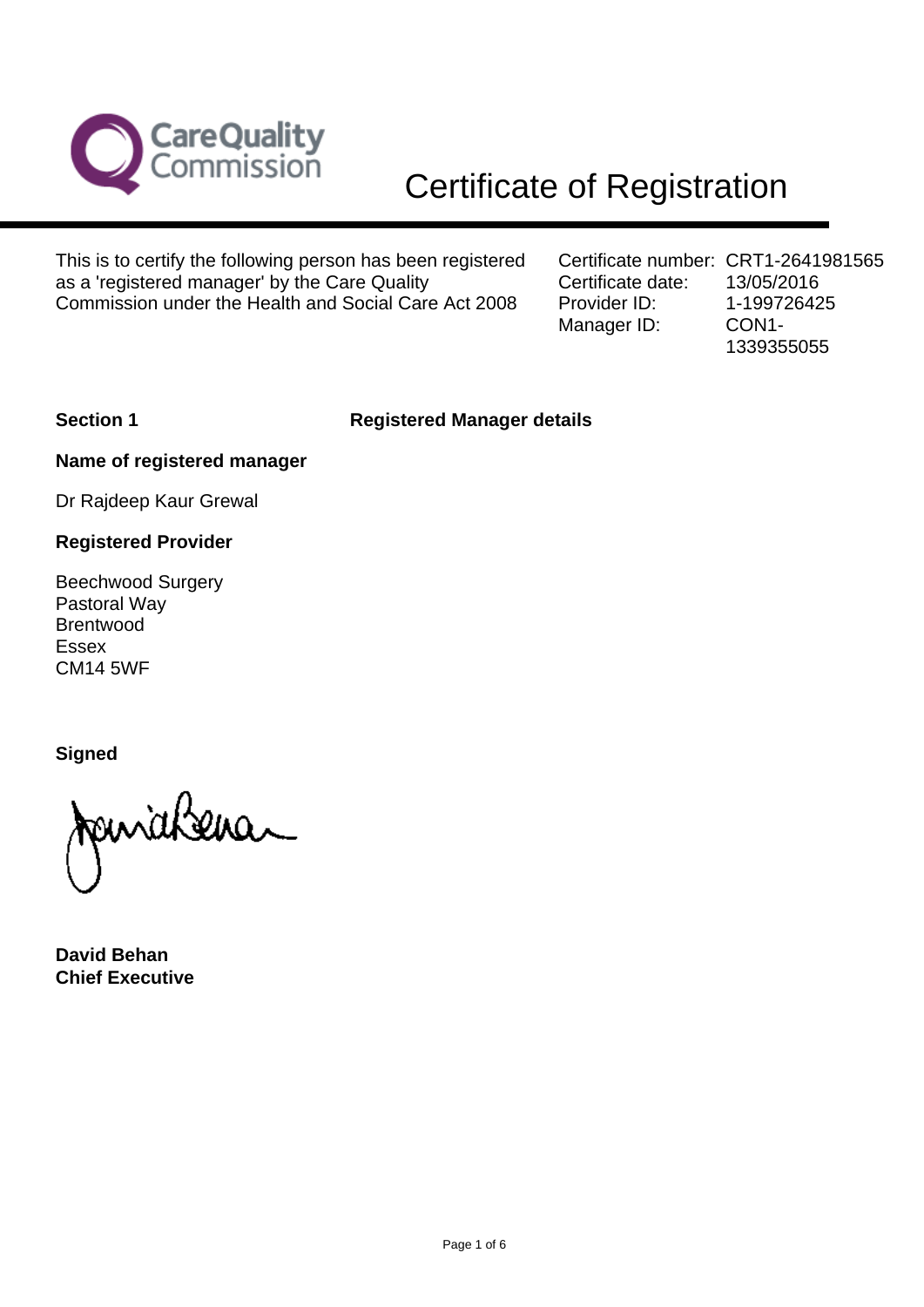Care Quality Commission

# Certificate of Registration

This is to certify the following person has been registered as a 'registered manager' by the Care Quality Commission under the Health and Social Care Act 2008

| | |
|---|---|
| Certificate number: | CRT1-2641981565 |
| Certificate date: | 13/05/2016 |
| Provider ID: | 1-199726425 |
| Manager ID: | CON1-1339355055 |

**Section 1** **Registered Manager details**

**Name of registered manager**

Dr Rajdeep Kaur Grewal

**Registered Provider**

Beechwood Surgery
Pastoral Way
Brentwood
Essex
CM14 5WF

**Signed**

**David Behan**
**Chief Executive**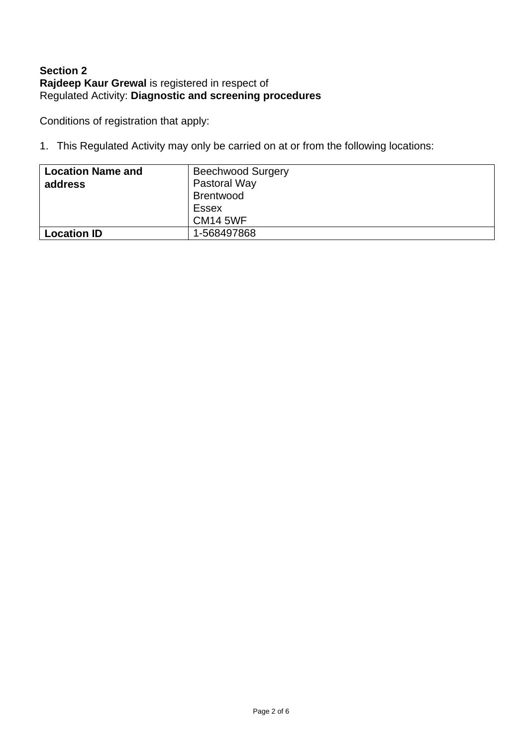**Section 2**
**Rajdeep Kaur Grewal** is registered in respect of
Regulated Activity: **Diagnostic and screening procedures**

Conditions of registration that apply:

1. This Regulated Activity may only be carried on at or from the following locations:

| | |
|---|---|
| **Location Name and address** | Beechwood Surgery<br>Pastoral Way<br>Brentwood<br>Essex<br>CM14 5WF |
| **Location ID** | 1-568497868 |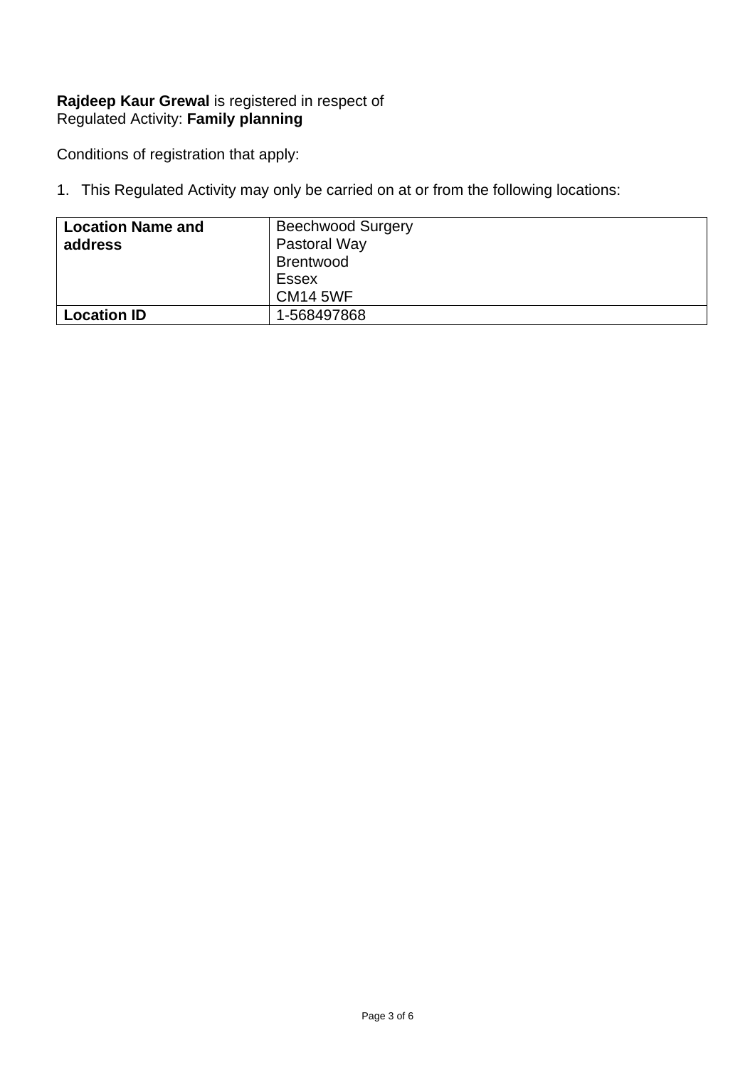**Rajdeep Kaur Grewal** is registered in respect of
Regulated Activity: **Family planning**

Conditions of registration that apply:

1. This Regulated Activity may only be carried on at or from the following locations:

| | |
|---|---|
| **Location Name and address** | Beechwood Surgery<br>Pastoral Way<br>Brentwood<br>Essex<br>CM14 5WF |
| **Location ID** | 1-568497868 |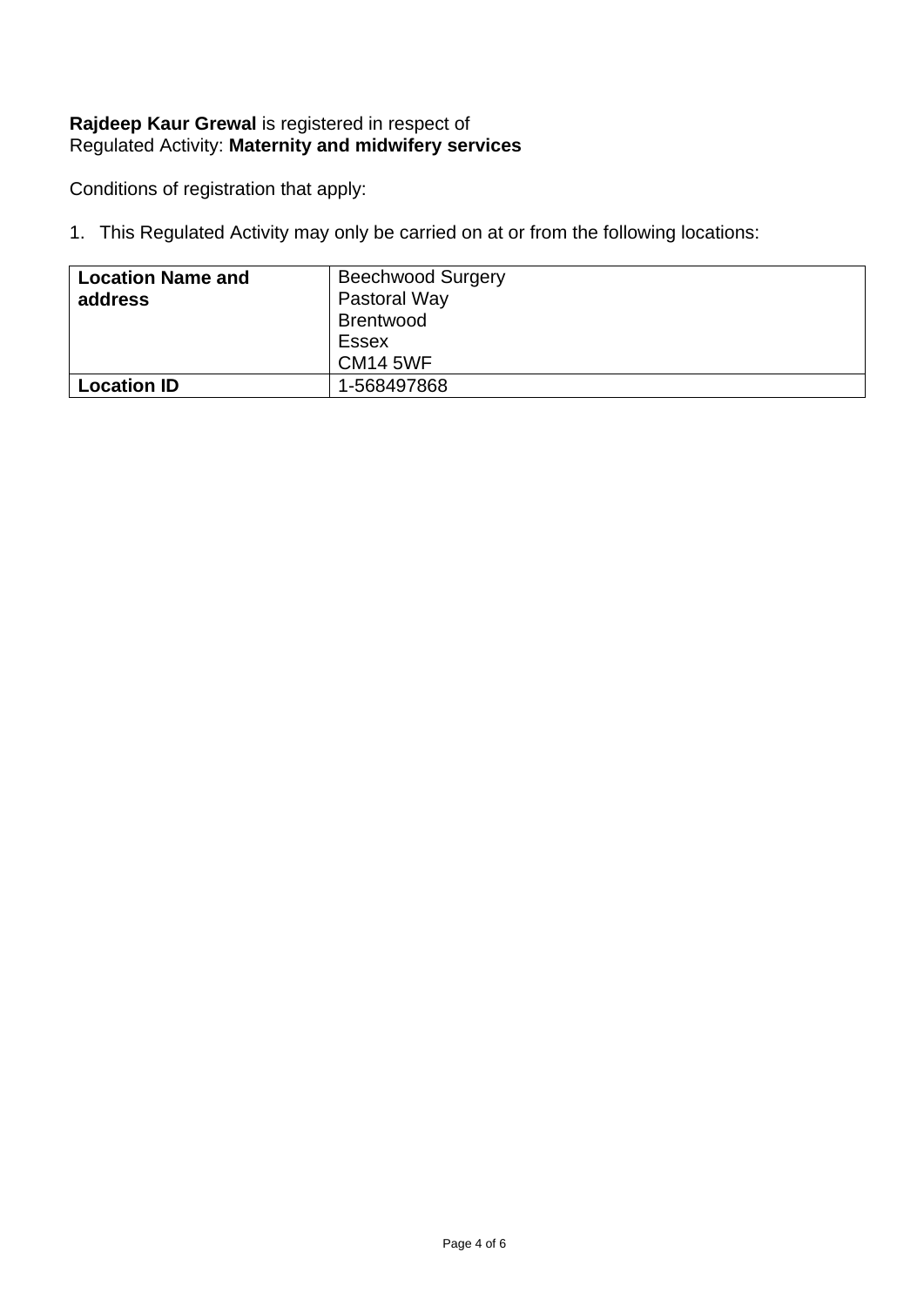**Rajdeep Kaur Grewal** is registered in respect of
Regulated Activity: **Maternity and midwifery services**

Conditions of registration that apply:

1. This Regulated Activity may only be carried on at or from the following locations:

| **Location Name and address** | Beechwood Surgery<br>Pastoral Way<br>Brentwood<br>Essex<br>CM14 5WF |
|---|---|
| **Location ID** | 1-568497868 |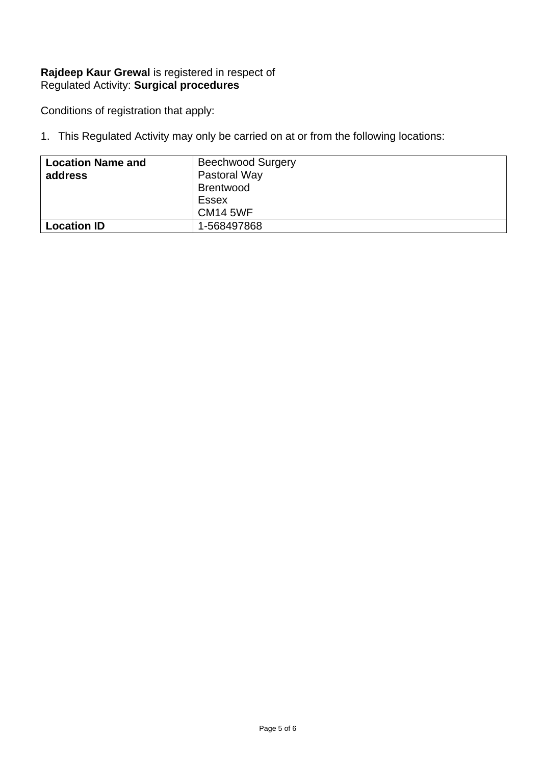**Rajdeep Kaur Grewal** is registered in respect of
Regulated Activity: **Surgical procedures**

Conditions of registration that apply:

1. This Regulated Activity may only be carried on at or from the following locations:

| | |
|---|---|
| **Location Name and address** | Beechwood Surgery<br>Pastoral Way<br>Brentwood<br>Essex<br>CM14 5WF |
| **Location ID** | 1-568497868 |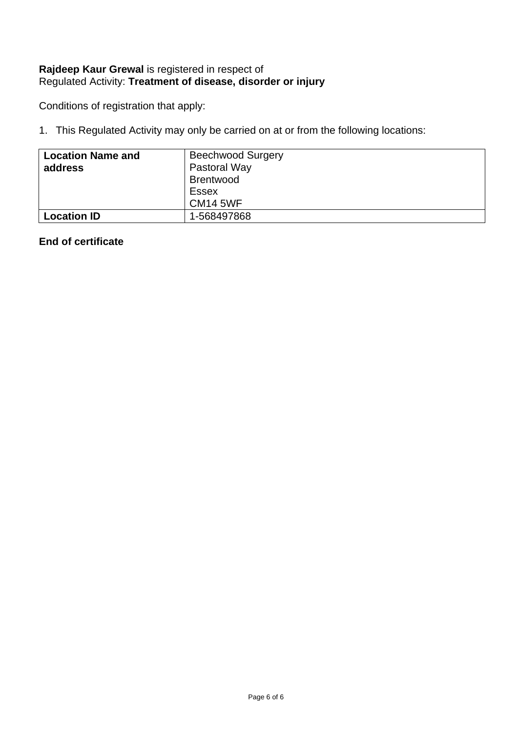**Rajdeep Kaur Grewal** is registered in respect of
Regulated Activity: **Treatment of disease, disorder or injury**

Conditions of registration that apply:

1. This Regulated Activity may only be carried on at or from the following locations:

| | |
|---|---|
| **Location Name and address** | Beechwood Surgery<br>Pastoral Way<br>Brentwood<br>Essex<br>CM14 5WF |
| **Location ID** | 1-568497868 |

**End of certificate**